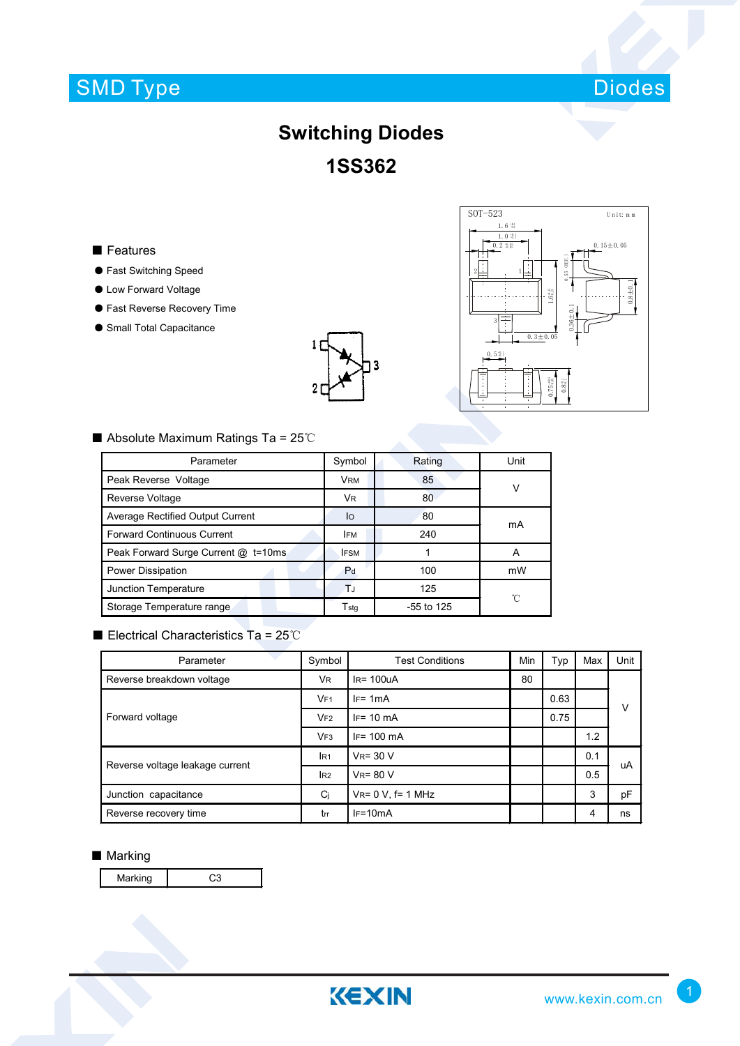SMD Type

Diodes

# Switching Diodes

# 1SS362

## ■ Features

- Fast Switching Speed
- Low Forward Voltage
- Fast Reverse Recovery Time
- Small Total Capacitance

## ■ Absolute Maximum Ratings Ta = 25℃

| Parameter | Symbol | Rating | Unit |
|---|---|---|---|
| Peak Reverse Voltage | $V_{RM}$ | 85 | V |
| Reverse Voltage | $V_R$ | 80 | |
| Average Rectified Output Current | $I_O$ | 80 | mA |
| Forward Continuous Current | $I_{FM}$ | 240 | |
| Peak Forward Surge Current @ t=10ms | $I_{FSM}$ | 1 | A |
| Power Dissipation | $P_d$ | 100 | mW |
| Junction Temperature | $T_J$ | 125 | ℃ |
| Storage Temperature range | $T_{stg}$ | -55 to 125 | |

## ■ Electrical Characteristics Ta = 25℃

| Parameter | Symbol | Test Conditions | Min | Typ | Max | Unit |
|---|---|---|---|---|---|---|
| Reverse breakdown voltage | $V_R$ | $I_R$= 100uA | 80 | | | V |
| Forward voltage | $V_{F1}$ | $I_F$= 1mA | | 0.63 | | |
| | $V_{F2}$ | $I_F$= 10 mA | | 0.75 | | |
| | $V_{F3}$ | $I_F$= 100 mA | | | 1.2 | |
| Reverse voltage leakage current | $I_{R1}$ | $V_R$= 30 V | | | 0.1 | uA |
| | $I_{R2}$ | $V_R$= 80 V | | | 0.5 | |
| Junction capacitance | $C_j$ | $V_R$= 0 V, f= 1 MHz | | | 3 | pF |
| Reverse recovery time | $t_{rr}$ | $I_F$=10mA | | | 4 | ns |

## ■ Marking

| Marking | C3 |
|---|---|

www.kexin.com.cn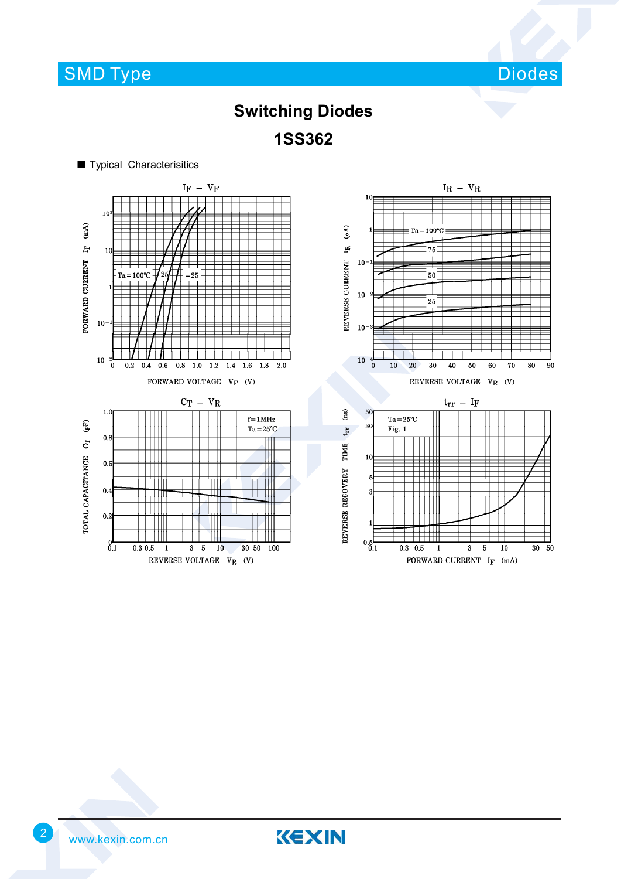SMD Type

Diodes

# Switching Diodes

## 1SS362

■ Typical Characterisitics

$I_F - V_F$

FORWARD CURRENT $I_F$ (mA)

$10^2$
10
1
$10^{-1}$
$10^{-2}$

Ta=100℃
25
−25

0 0.2 0.4 0.6 0.8 1.0 1.2 1.4 1.6 1.8 2.0

FORWARD VOLTAGE $V_F$ (V)

$I_R - V_R$

REVERSE CURRENT $I_R$ (μA)

10
1
$10^{-1}$
$10^{-2}$
$10^{-3}$
$10^{-4}$

Ta=100℃
75
50
25

0 10 20 30 40 50 60 70 80 90

REVERSE VOLTAGE $V_R$ (V)

$C_T - V_R$

TOTAL CAPACITANCE $C_T$ (pF)

1.0
0.8
0.6
0.4
0.2
0

f=1MHz
Ta=25℃

0.1 0.3 0.5 1 3 5 10 30 50 100

REVERSE VOLTAGE $V_R$ (V)

$t_{rr} - I_F$

REVERSE RECOVERY TIME $t_{rr}$ (ns)

50
30
10
5
3
1
0.5

Ta=25℃
Fig. 1

0.1 0.3 0.5 1 3 5 10 30 50

FORWARD CURRENT $I_F$ (mA)